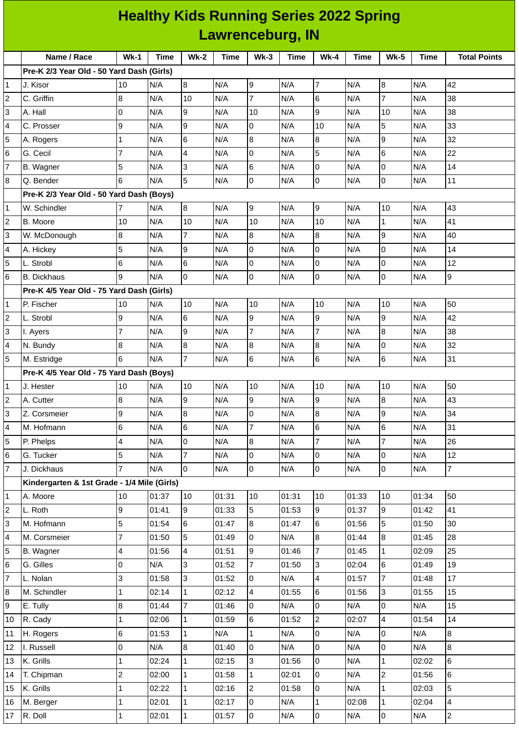# Healthy Kids Running Series 2022 Spring
## Lawrenceburg, IN

| | Name / Race | Wk-1 | Time | Wk-2 | Time | Wk-3 | Time | Wk-4 | Time | Wk-5 | Time | Total Points |
|---|---|---|---|---|---|---|---|---|---|---|---|---|
| | **Pre-K 2/3 Year Old - 50 Yard Dash (Girls)** | | | | | | | | | | | |
| 1 | J. Kisor | 10 | N/A | 8 | N/A | 9 | N/A | 7 | N/A | 8 | N/A | 42 |
| 2 | C. Griffin | 8 | N/A | 10 | N/A | 7 | N/A | 6 | N/A | 7 | N/A | 38 |
| 3 | A. Hall | 0 | N/A | 9 | N/A | 10 | N/A | 9 | N/A | 10 | N/A | 38 |
| 4 | C. Prosser | 9 | N/A | 9 | N/A | 0 | N/A | 10 | N/A | 5 | N/A | 33 |
| 5 | A. Rogers | 1 | N/A | 6 | N/A | 8 | N/A | 8 | N/A | 9 | N/A | 32 |
| 6 | G. Cecil | 7 | N/A | 4 | N/A | 0 | N/A | 5 | N/A | 6 | N/A | 22 |
| 7 | B. Wagner | 5 | N/A | 3 | N/A | 6 | N/A | 0 | N/A | 0 | N/A | 14 |
| 8 | Q. Bender | 6 | N/A | 5 | N/A | 0 | N/A | 0 | N/A | 0 | N/A | 11 |
| | **Pre-K 2/3 Year Old - 50 Yard Dash (Boys)** | | | | | | | | | | | |
| 1 | W. Schindler | 7 | N/A | 8 | N/A | 9 | N/A | 9 | N/A | 10 | N/A | 43 |
| 2 | B. Moore | 10 | N/A | 10 | N/A | 10 | N/A | 10 | N/A | 1 | N/A | 41 |
| 3 | W. McDonough | 8 | N/A | 7 | N/A | 8 | N/A | 8 | N/A | 9 | N/A | 40 |
| 4 | A. Hickey | 5 | N/A | 9 | N/A | 0 | N/A | 0 | N/A | 0 | N/A | 14 |
| 5 | L. Strobl | 6 | N/A | 6 | N/A | 0 | N/A | 0 | N/A | 0 | N/A | 12 |
| 6 | B. Dickhaus | 9 | N/A | 0 | N/A | 0 | N/A | 0 | N/A | 0 | N/A | 9 |
| | **Pre-K 4/5 Year Old - 75 Yard Dash (Girls)** | | | | | | | | | | | |
| 1 | P. Fischer | 10 | N/A | 10 | N/A | 10 | N/A | 10 | N/A | 10 | N/A | 50 |
| 2 | L. Strobl | 9 | N/A | 6 | N/A | 9 | N/A | 9 | N/A | 9 | N/A | 42 |
| 3 | I. Ayers | 7 | N/A | 9 | N/A | 7 | N/A | 7 | N/A | 8 | N/A | 38 |
| 4 | N. Bundy | 8 | N/A | 8 | N/A | 8 | N/A | 8 | N/A | 0 | N/A | 32 |
| 5 | M. Estridge | 6 | N/A | 7 | N/A | 6 | N/A | 6 | N/A | 6 | N/A | 31 |
| | **Pre-K 4/5 Year Old - 75 Yard Dash (Boys)** | | | | | | | | | | | |
| 1 | J. Hester | 10 | N/A | 10 | N/A | 10 | N/A | 10 | N/A | 10 | N/A | 50 |
| 2 | A. Cutter | 8 | N/A | 9 | N/A | 9 | N/A | 9 | N/A | 8 | N/A | 43 |
| 3 | Z. Corsmeier | 9 | N/A | 8 | N/A | 0 | N/A | 8 | N/A | 9 | N/A | 34 |
| 4 | M. Hofmann | 6 | N/A | 6 | N/A | 7 | N/A | 6 | N/A | 6 | N/A | 31 |
| 5 | P. Phelps | 4 | N/A | 0 | N/A | 8 | N/A | 7 | N/A | 7 | N/A | 26 |
| 6 | G. Tucker | 5 | N/A | 7 | N/A | 0 | N/A | 0 | N/A | 0 | N/A | 12 |
| 7 | J. Dickhaus | 7 | N/A | 0 | N/A | 0 | N/A | 0 | N/A | 0 | N/A | 7 |
| | **Kindergarten & 1st Grade - 1/4 Mile (Girls)** | | | | | | | | | | | |
| 1 | A. Moore | 10 | 01:37 | 10 | 01:31 | 10 | 01:31 | 10 | 01:33 | 10 | 01:34 | 50 |
| 2 | L. Roth | 9 | 01:41 | 9 | 01:33 | 5 | 01:53 | 9 | 01:37 | 9 | 01:42 | 41 |
| 3 | M. Hofmann | 5 | 01:54 | 6 | 01:47 | 8 | 01:47 | 6 | 01:56 | 5 | 01:50 | 30 |
| 4 | M. Corsmeier | 7 | 01:50 | 5 | 01:49 | 0 | N/A | 8 | 01:44 | 8 | 01:45 | 28 |
| 5 | B. Wagner | 4 | 01:56 | 4 | 01:51 | 9 | 01:46 | 7 | 01:45 | 1 | 02:09 | 25 |
| 6 | G. Gilles | 0 | N/A | 3 | 01:52 | 7 | 01:50 | 3 | 02:04 | 6 | 01:49 | 19 |
| 7 | L. Nolan | 3 | 01:58 | 3 | 01:52 | 0 | N/A | 4 | 01:57 | 7 | 01:48 | 17 |
| 8 | M. Schindler | 1 | 02:14 | 1 | 02:12 | 4 | 01:55 | 6 | 01:56 | 3 | 01:55 | 15 |
| 9 | E. Tully | 8 | 01:44 | 7 | 01:46 | 0 | N/A | 0 | N/A | 0 | N/A | 15 |
| 10 | R. Cady | 1 | 02:06 | 1 | 01:59 | 6 | 01:52 | 2 | 02:07 | 4 | 01:54 | 14 |
| 11 | H. Rogers | 6 | 01:53 | 1 | N/A | 1 | N/A | 0 | N/A | 0 | N/A | 8 |
| 12 | I. Russell | 0 | N/A | 8 | 01:40 | 0 | N/A | 0 | N/A | 0 | N/A | 8 |
| 13 | K. Grills | 1 | 02:24 | 1 | 02:15 | 3 | 01:56 | 0 | N/A | 1 | 02:02 | 6 |
| 14 | T. Chipman | 2 | 02:00 | 1 | 01:58 | 1 | 02:01 | 0 | N/A | 2 | 01:56 | 6 |
| 15 | K. Grills | 1 | 02:22 | 1 | 02:16 | 2 | 01:58 | 0 | N/A | 1 | 02:03 | 5 |
| 16 | M. Berger | 1 | 02:01 | 1 | 02:17 | 0 | N/A | 1 | 02:08 | 1 | 02:04 | 4 |
| 17 | R. Doll | 1 | 02:01 | 1 | 01:57 | 0 | N/A | 0 | N/A | 0 | N/A | 2 |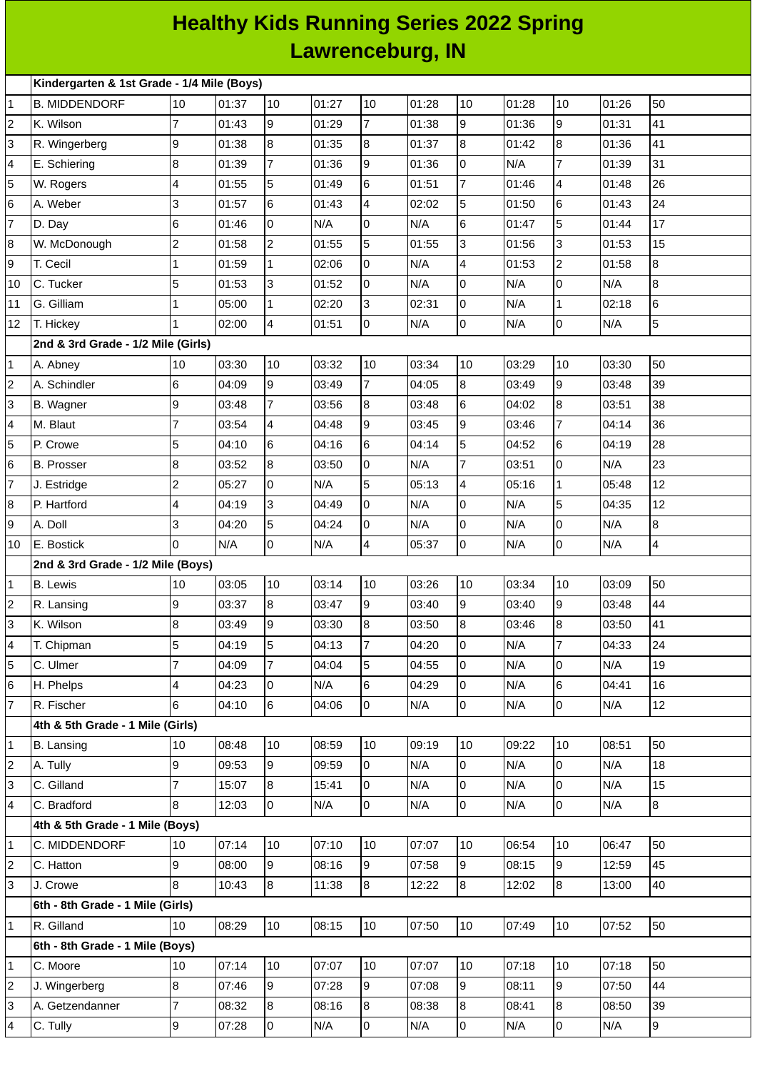# Healthy Kids Running Series 2022 Spring
## Lawrenceburg, IN

| | | | | | | | | | | | | |
|---|---|---|---|---|---|---|---|---|---|---|---|---|
| | **Kindergarten & 1st Grade - 1/4 Mile (Boys)** | | | | | | | | | | | |
| 1 | B. MIDDENDORF | 10 | 01:37 | 10 | 01:27 | 10 | 01:28 | 10 | 01:28 | 10 | 01:26 | 50 |
| 2 | K. Wilson | 7 | 01:43 | 9 | 01:29 | 7 | 01:38 | 9 | 01:36 | 9 | 01:31 | 41 |
| 3 | R. Wingerberg | 9 | 01:38 | 8 | 01:35 | 8 | 01:37 | 8 | 01:42 | 8 | 01:36 | 41 |
| 4 | E. Schiering | 8 | 01:39 | 7 | 01:36 | 9 | 01:36 | 0 | N/A | 7 | 01:39 | 31 |
| 5 | W. Rogers | 4 | 01:55 | 5 | 01:49 | 6 | 01:51 | 7 | 01:46 | 4 | 01:48 | 26 |
| 6 | A. Weber | 3 | 01:57 | 6 | 01:43 | 4 | 02:02 | 5 | 01:50 | 6 | 01:43 | 24 |
| 7 | D. Day | 6 | 01:46 | 0 | N/A | 0 | N/A | 6 | 01:47 | 5 | 01:44 | 17 |
| 8 | W. McDonough | 2 | 01:58 | 2 | 01:55 | 5 | 01:55 | 3 | 01:56 | 3 | 01:53 | 15 |
| 9 | T. Cecil | 1 | 01:59 | 1 | 02:06 | 0 | N/A | 4 | 01:53 | 2 | 01:58 | 8 |
| 10 | C. Tucker | 5 | 01:53 | 3 | 01:52 | 0 | N/A | 0 | N/A | 0 | N/A | 8 |
| 11 | G. Gilliam | 1 | 05:00 | 1 | 02:20 | 3 | 02:31 | 0 | N/A | 1 | 02:18 | 6 |
| 12 | T. Hickey | 1 | 02:00 | 4 | 01:51 | 0 | N/A | 0 | N/A | 0 | N/A | 5 |
| | **2nd & 3rd Grade - 1/2 Mile (Girls)** | | | | | | | | | | | |
| 1 | A. Abney | 10 | 03:30 | 10 | 03:32 | 10 | 03:34 | 10 | 03:29 | 10 | 03:30 | 50 |
| 2 | A. Schindler | 6 | 04:09 | 9 | 03:49 | 7 | 04:05 | 8 | 03:49 | 9 | 03:48 | 39 |
| 3 | B. Wagner | 9 | 03:48 | 7 | 03:56 | 8 | 03:48 | 6 | 04:02 | 8 | 03:51 | 38 |
| 4 | M. Blaut | 7 | 03:54 | 4 | 04:48 | 9 | 03:45 | 9 | 03:46 | 7 | 04:14 | 36 |
| 5 | P. Crowe | 5 | 04:10 | 6 | 04:16 | 6 | 04:14 | 5 | 04:52 | 6 | 04:19 | 28 |
| 6 | B. Prosser | 8 | 03:52 | 8 | 03:50 | 0 | N/A | 7 | 03:51 | 0 | N/A | 23 |
| 7 | J. Estridge | 2 | 05:27 | 0 | N/A | 5 | 05:13 | 4 | 05:16 | 1 | 05:48 | 12 |
| 8 | P. Hartford | 4 | 04:19 | 3 | 04:49 | 0 | N/A | 0 | N/A | 5 | 04:35 | 12 |
| 9 | A. Doll | 3 | 04:20 | 5 | 04:24 | 0 | N/A | 0 | N/A | 0 | N/A | 8 |
| 10 | E. Bostick | 0 | N/A | 0 | N/A | 4 | 05:37 | 0 | N/A | 0 | N/A | 4 |
| | **2nd & 3rd Grade - 1/2 Mile (Boys)** | | | | | | | | | | | |
| 1 | B. Lewis | 10 | 03:05 | 10 | 03:14 | 10 | 03:26 | 10 | 03:34 | 10 | 03:09 | 50 |
| 2 | R. Lansing | 9 | 03:37 | 8 | 03:47 | 9 | 03:40 | 9 | 03:40 | 9 | 03:48 | 44 |
| 3 | K. Wilson | 8 | 03:49 | 9 | 03:30 | 8 | 03:50 | 8 | 03:46 | 8 | 03:50 | 41 |
| 4 | T. Chipman | 5 | 04:19 | 5 | 04:13 | 7 | 04:20 | 0 | N/A | 7 | 04:33 | 24 |
| 5 | C. Ulmer | 7 | 04:09 | 7 | 04:04 | 5 | 04:55 | 0 | N/A | 0 | N/A | 19 |
| 6 | H. Phelps | 4 | 04:23 | 0 | N/A | 6 | 04:29 | 0 | N/A | 6 | 04:41 | 16 |
| 7 | R. Fischer | 6 | 04:10 | 6 | 04:06 | 0 | N/A | 0 | N/A | 0 | N/A | 12 |
| | **4th & 5th Grade - 1 Mile (Girls)** | | | | | | | | | | | |
| 1 | B. Lansing | 10 | 08:48 | 10 | 08:59 | 10 | 09:19 | 10 | 09:22 | 10 | 08:51 | 50 |
| 2 | A. Tully | 9 | 09:53 | 9 | 09:59 | 0 | N/A | 0 | N/A | 0 | N/A | 18 |
| 3 | C. Gilland | 7 | 15:07 | 8 | 15:41 | 0 | N/A | 0 | N/A | 0 | N/A | 15 |
| 4 | C. Bradford | 8 | 12:03 | 0 | N/A | 0 | N/A | 0 | N/A | 0 | N/A | 8 |
| | **4th & 5th Grade - 1 Mile (Boys)** | | | | | | | | | | | |
| 1 | C. MIDDENDORF | 10 | 07:14 | 10 | 07:10 | 10 | 07:07 | 10 | 06:54 | 10 | 06:47 | 50 |
| 2 | C. Hatton | 9 | 08:00 | 9 | 08:16 | 9 | 07:58 | 9 | 08:15 | 9 | 12:59 | 45 |
| 3 | J. Crowe | 8 | 10:43 | 8 | 11:38 | 8 | 12:22 | 8 | 12:02 | 8 | 13:00 | 40 |
| | **6th - 8th Grade - 1 Mile (Girls)** | | | | | | | | | | | |
| 1 | R. Gilland | 10 | 08:29 | 10 | 08:15 | 10 | 07:50 | 10 | 07:49 | 10 | 07:52 | 50 |
| | **6th - 8th Grade - 1 Mile (Boys)** | | | | | | | | | | | |
| 1 | C. Moore | 10 | 07:14 | 10 | 07:07 | 10 | 07:07 | 10 | 07:18 | 10 | 07:18 | 50 |
| 2 | J. Wingerberg | 8 | 07:46 | 9 | 07:28 | 9 | 07:08 | 9 | 08:11 | 9 | 07:50 | 44 |
| 3 | A. Getzendanner | 7 | 08:32 | 8 | 08:16 | 8 | 08:38 | 8 | 08:41 | 8 | 08:50 | 39 |
| 4 | C. Tully | 9 | 07:28 | 0 | N/A | 0 | N/A | 0 | N/A | 0 | N/A | 9 |